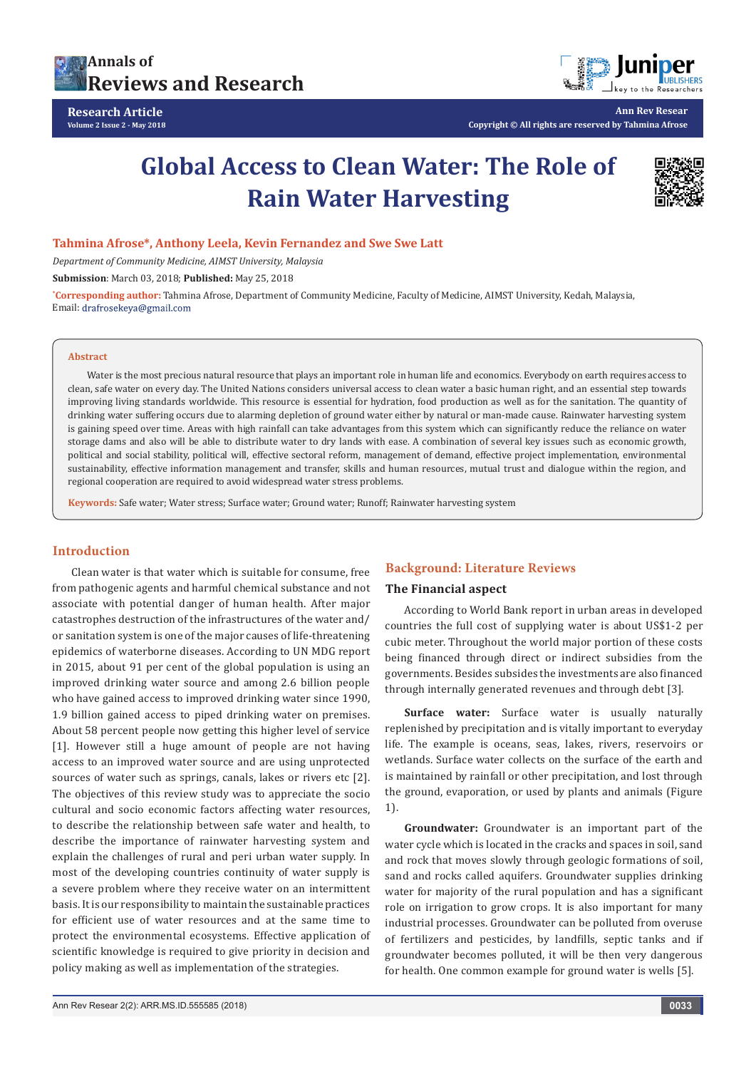Research Article
Volume 2 Issue 2 - May 2018

Copyright © All rights are reserved by Tahmina Afrose

# Global Access to Clean Water: The Role of Rain Water Harvesting

**Tahmina Afrose*, Anthony Leela, Kevin Fernandez and Swe Swe Latt**

*Department of Community Medicine, AIMST University, Malaysia*

**Submission**: March 03, 2018; **Published:** May 25, 2018

*Corresponding author: Tahmina Afrose, Department of Community Medicine, Faculty of Medicine, AIMST University, Kedah, Malaysia, Email: drafrosekeya@gmail.com

## Abstract

Water is the most precious natural resource that plays an important role in human life and economics. Everybody on earth requires access to clean, safe water on every day. The United Nations considers universal access to clean water a basic human right, and an essential step towards improving living standards worldwide. This resource is essential for hydration, food production as well as for the sanitation. The quantity of drinking water suffering occurs due to alarming depletion of ground water either by natural or man-made cause. Rainwater harvesting system is gaining speed over time. Areas with high rainfall can take advantages from this system which can significantly reduce the reliance on water storage dams and also will be able to distribute water to dry lands with ease. A combination of several key issues such as economic growth, political and social stability, political will, effective sectoral reform, management of demand, effective project implementation, environmental sustainability, effective information management and transfer, skills and human resources, mutual trust and dialogue within the region, and regional cooperation are required to avoid widespread water stress problems.

**Keywords:** Safe water; Water stress; Surface water; Ground water; Runoff; Rainwater harvesting system

## Introduction

Clean water is that water which is suitable for consume, free from pathogenic agents and harmful chemical substance and not associate with potential danger of human health. After major catastrophes destruction of the infrastructures of the water and/or sanitation system is one of the major causes of life-threatening epidemics of waterborne diseases. According to UN MDG report in 2015, about 91 per cent of the global population is using an improved drinking water source and among 2.6 billion people who have gained access to improved drinking water since 1990, 1.9 billion gained access to piped drinking water on premises. About 58 percent people now getting this higher level of service [1]. However still a huge amount of people are not having access to an improved water source and are using unprotected sources of water such as springs, canals, lakes or rivers etc [2]. The objectives of this review study was to appreciate the socio cultural and socio economic factors affecting water resources, to describe the relationship between safe water and health, to describe the importance of rainwater harvesting system and explain the challenges of rural and peri urban water supply. In most of the developing countries continuity of water supply is a severe problem where they receive water on an intermittent basis. It is our responsibility to maintain the sustainable practices for efficient use of water resources and at the same time to protect the environmental ecosystems. Effective application of scientific knowledge is required to give priority in decision and policy making as well as implementation of the strategies.

## Background: Literature Reviews

### The Financial aspect

According to World Bank report in urban areas in developed countries the full cost of supplying water is about US$1-2 per cubic meter. Throughout the world major portion of these costs being financed through direct or indirect subsidies from the governments. Besides subsides the investments are also financed through internally generated revenues and through debt [3].

**Surface water:** Surface water is usually naturally replenished by precipitation and is vitally important to everyday life. The example is oceans, seas, lakes, rivers, reservoirs or wetlands. Surface water collects on the surface of the earth and is maintained by rainfall or other precipitation, and lost through the ground, evaporation, or used by plants and animals (Figure 1).

**Groundwater:** Groundwater is an important part of the water cycle which is located in the cracks and spaces in soil, sand and rock that moves slowly through geologic formations of soil, sand and rocks called aquifers. Groundwater supplies drinking water for majority of the rural population and has a significant role on irrigation to grow crops. It is also important for many industrial processes. Groundwater can be polluted from overuse of fertilizers and pesticides, by landfills, septic tanks and if groundwater becomes polluted, it will be then very dangerous for health. One common example for ground water is wells [5].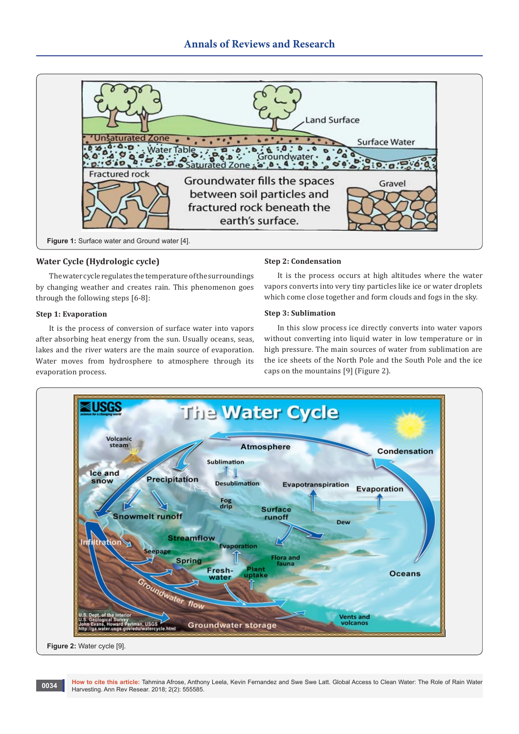Figure 1: Surface water and Ground water [4].

## Water Cycle (Hydrologic cycle)

The water cycle regulates the temperature of the surroundings by changing weather and creates rain. This phenomenon goes through the following steps [6-8]:

### Step 1: Evaporation

It is the process of conversion of surface water into vapors after absorbing heat energy from the sun. Usually oceans, seas, lakes and the river waters are the main source of evaporation. Water moves from hydrosphere to atmosphere through its evaporation process.

### Step 2: Condensation

It is the process occurs at high altitudes where the water vapors converts into very tiny particles like ice or water droplets which come close together and form clouds and fogs in the sky.

### Step 3: Sublimation

In this slow process ice directly converts into water vapors without converting into liquid water in low temperature or in high pressure. The main sources of water from sublimation are the ice sheets of the North Pole and the South Pole and the ice caps on the mountains [9] (Figure 2).

Figure 2: Water cycle [9].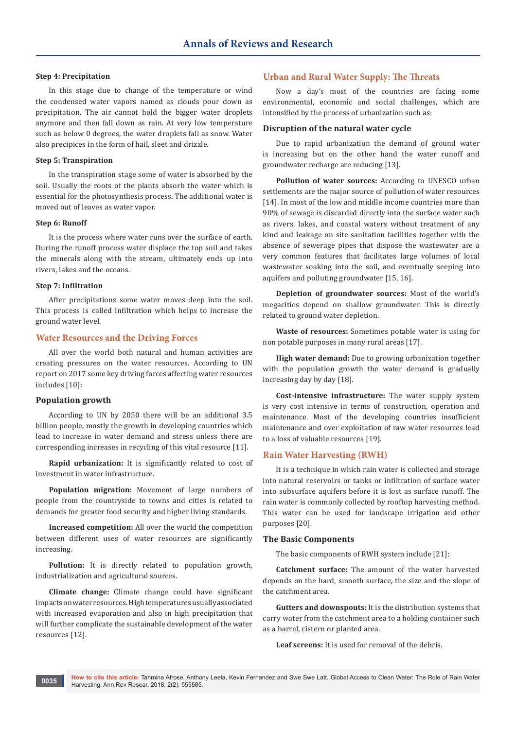**Step 4: Precipitation**

In this stage due to change of the temperature or wind the condensed water vapors named as clouds pour down as precipitation. The air cannot hold the bigger water droplets anymore and then fall down as rain. At very low temperature such as below 0 degrees, the water droplets fall as snow. Water also precipices in the form of hail, sleet and drizzle.

**Step 5: Transpiration**

In the transpiration stage some of water is absorbed by the soil. Usually the roots of the plants absorb the water which is essential for the photosynthesis process. The additional water is moved out of leaves as water vapor.

**Step 6: Runoff**

It is the process where water runs over the surface of earth. During the runoff process water displace the top soil and takes the minerals along with the stream, ultimately ends up into rivers, lakes and the oceans.

**Step 7: Infiltration**

After precipitations some water moves deep into the soil. This process is called infiltration which helps to increase the ground water level.

## Water Resources and the Driving Forces

All over the world both natural and human activities are creating pressures on the water resources. According to UN report on 2017 some key driving forces affecting water resources includes [10]:

### Population growth

According to UN by 2050 there will be an additional 3.5 billion people, mostly the growth in developing countries which lead to increase in water demand and stress unless there are corresponding increases in recycling of this vital resource [11].

**Rapid urbanization:** It is significantly related to cost of investment in water infrastructure.

**Population migration:** Movement of large numbers of people from the countryside to towns and cities is related to demands for greater food security and higher living standards.

**Increased competition:** All over the world the competition between different uses of water resources are significantly increasing.

**Pollution:** It is directly related to population growth, industrialization and agricultural sources.

**Climate change:** Climate change could have significant impacts on water resources. High temperatures usually associated with increased evaporation and also in high precipitation that will further complicate the sustainable development of the water resources [12].

## Urban and Rural Water Supply: The Threats

Now a day's most of the countries are facing some environmental, economic and social challenges, which are intensified by the process of urbanization such as:

### Disruption of the natural water cycle

Due to rapid urbanization the demand of ground water is increasing but on the other hand the water runoff and groundwater recharge are reducing [13].

**Pollution of water sources:** According to UNESCO urban settlements are the major source of pollution of water resources [14]. In most of the low and middle income countries more than 90% of sewage is discarded directly into the surface water such as rivers, lakes, and coastal waters without treatment of any kind and leakage on site sanitation facilities together with the absence of sewerage pipes that dispose the wastewater are a very common features that facilitates large volumes of local wastewater soaking into the soil, and eventually seeping into aquifers and polluting groundwater [15, 16].

**Depletion of groundwater sources:** Most of the world's megacities depend on shallow groundwater. This is directly related to ground water depletion.

**Waste of resources:** Sometimes potable water is using for non potable purposes in many rural areas [17].

**High water demand:** Due to growing urbanization together with the population growth the water demand is gradually increasing day by day [18].

**Cost-intensive infrastructure:** The water supply system is very cost intensive in terms of construction, operation and maintenance. Most of the developing countries insufficient maintenance and over exploitation of raw water resources lead to a loss of valuable resources [19].

## Rain Water Harvesting (RWH)

It is a technique in which rain water is collected and storage into natural reservoirs or tanks or infiltration of surface water into subsurface aquifers before it is lost as surface runoff. The rain water is commonly collected by rooftop harvesting method. This water can be used for landscape irrigation and other purposes [20].

### The Basic Components

The basic components of RWH system include [21]:

**Catchment surface:** The amount of the water harvested depends on the hard, smooth surface, the size and the slope of the catchment area.

**Gutters and downspouts:** It is the distribution systems that carry water from the catchment area to a holding container such as a barrel, cistern or planted area.

**Leaf screens:** It is used for removal of the debris.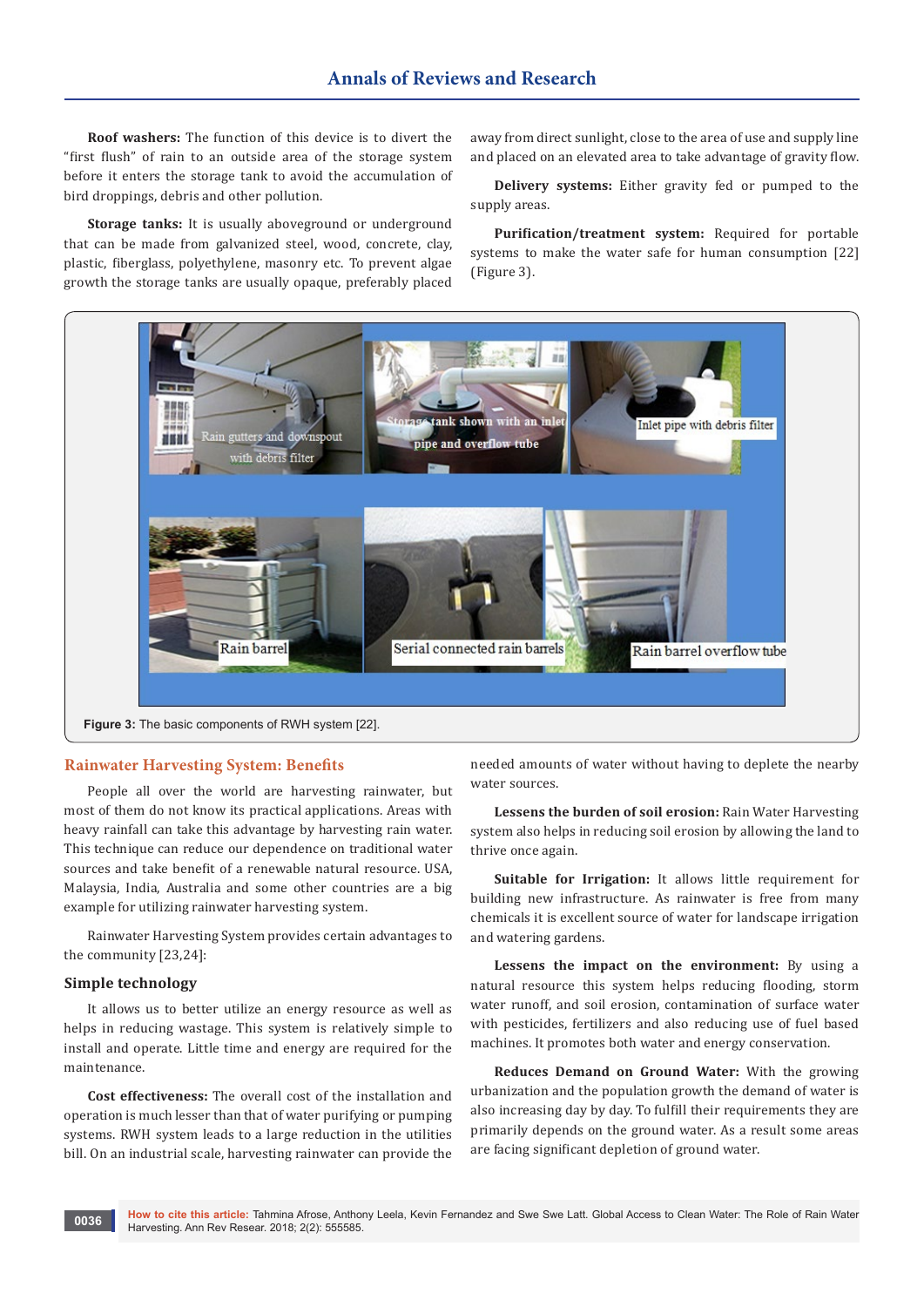**Roof washers:** The function of this device is to divert the "first flush" of rain to an outside area of the storage system before it enters the storage tank to avoid the accumulation of bird droppings, debris and other pollution.

**Storage tanks:** It is usually aboveground or underground that can be made from galvanized steel, wood, concrete, clay, plastic, fiberglass, polyethylene, masonry etc. To prevent algae growth the storage tanks are usually opaque, preferably placed away from direct sunlight, close to the area of use and supply line and placed on an elevated area to take advantage of gravity flow.

**Delivery systems:** Either gravity fed or pumped to the supply areas.

**Purification/treatment system:** Required for portable systems to make the water safe for human consumption [22] (Figure 3).

**Figure 3:** The basic components of RWH system [22].

## Rainwater Harvesting System: Benefits

People all over the world are harvesting rainwater, but most of them do not know its practical applications. Areas with heavy rainfall can take this advantage by harvesting rain water. This technique can reduce our dependence on traditional water sources and take benefit of a renewable natural resource. USA, Malaysia, India, Australia and some other countries are a big example for utilizing rainwater harvesting system.

Rainwater Harvesting System provides certain advantages to the community [23,24]:

### Simple technology

It allows us to better utilize an energy resource as well as helps in reducing wastage. This system is relatively simple to install and operate. Little time and energy are required for the maintenance.

**Cost effectiveness:** The overall cost of the installation and operation is much lesser than that of water purifying or pumping systems. RWH system leads to a large reduction in the utilities bill. On an industrial scale, harvesting rainwater can provide the needed amounts of water without having to deplete the nearby water sources.

**Lessens the burden of soil erosion:** Rain Water Harvesting system also helps in reducing soil erosion by allowing the land to thrive once again.

**Suitable for Irrigation:** It allows little requirement for building new infrastructure. As rainwater is free from many chemicals it is excellent source of water for landscape irrigation and watering gardens.

**Lessens the impact on the environment:** By using a natural resource this system helps reducing flooding, storm water runoff, and soil erosion, contamination of surface water with pesticides, fertilizers and also reducing use of fuel based machines. It promotes both water and energy conservation.

**Reduces Demand on Ground Water:** With the growing urbanization and the population growth the demand of water is also increasing day by day. To fulfill their requirements they are primarily depends on the ground water. As a result some areas are facing significant depletion of ground water.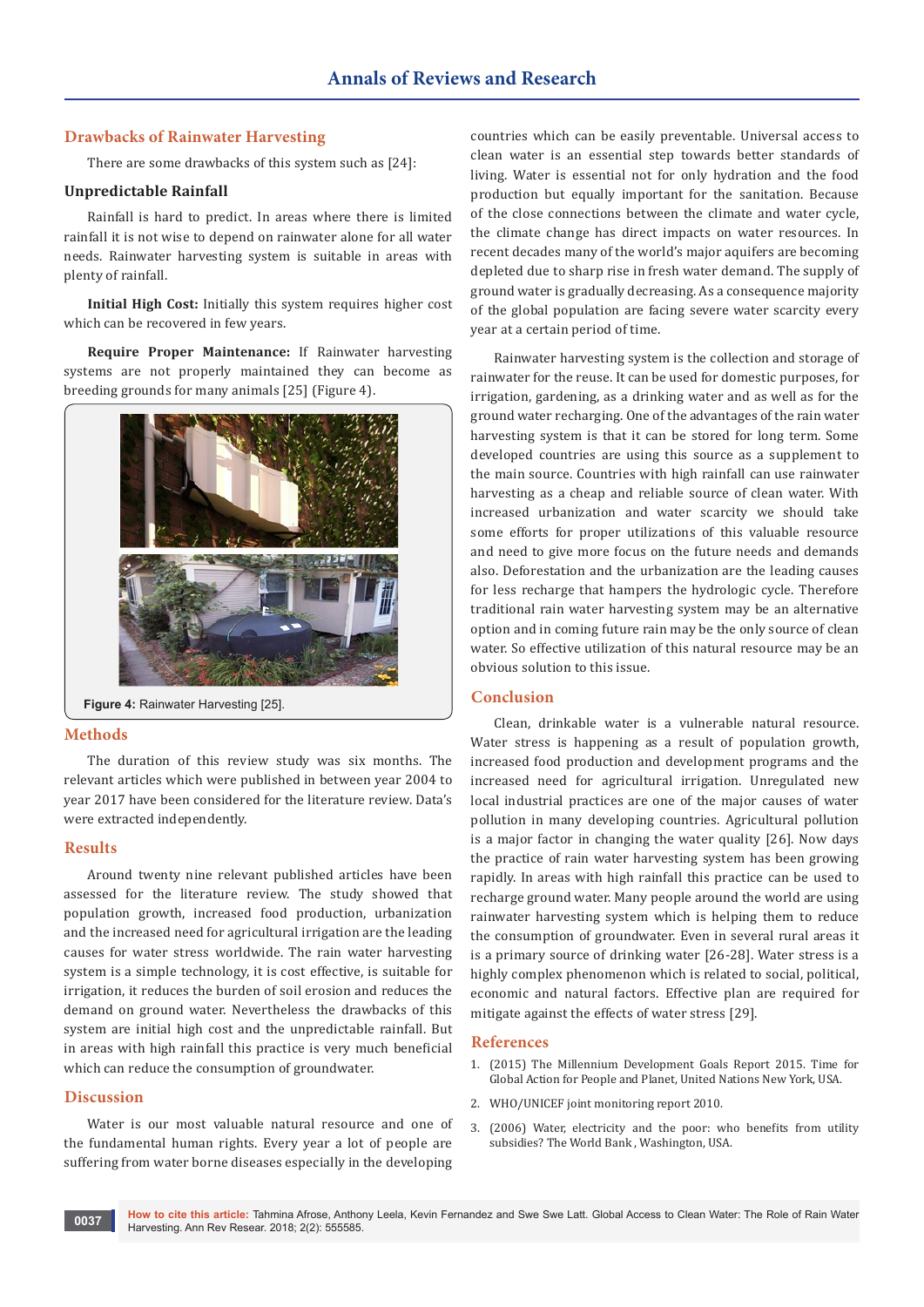## Drawbacks of Rainwater Harvesting

There are some drawbacks of this system such as [24]:

### Unpredictable Rainfall

Rainfall is hard to predict. In areas where there is limited rainfall it is not wise to depend on rainwater alone for all water needs. Rainwater harvesting system is suitable in areas with plenty of rainfall.

**Initial High Cost:** Initially this system requires higher cost which can be recovered in few years.

**Require Proper Maintenance:** If Rainwater harvesting systems are not properly maintained they can become as breeding grounds for many animals [25] (Figure 4).

**Figure 4:** Rainwater Harvesting [25].

## Methods

The duration of this review study was six months. The relevant articles which were published in between year 2004 to year 2017 have been considered for the literature review. Data's were extracted independently.

## Results

Around twenty nine relevant published articles have been assessed for the literature review. The study showed that population growth, increased food production, urbanization and the increased need for agricultural irrigation are the leading causes for water stress worldwide. The rain water harvesting system is a simple technology, it is cost effective, is suitable for irrigation, it reduces the burden of soil erosion and reduces the demand on ground water. Nevertheless the drawbacks of this system are initial high cost and the unpredictable rainfall. But in areas with high rainfall this practice is very much beneficial which can reduce the consumption of groundwater.

## Discussion

Water is our most valuable natural resource and one of the fundamental human rights. Every year a lot of people are suffering from water borne diseases especially in the developing countries which can be easily preventable. Universal access to clean water is an essential step towards better standards of living. Water is essential not for only hydration and the food production but equally important for the sanitation. Because of the close connections between the climate and water cycle, the climate change has direct impacts on water resources. In recent decades many of the world's major aquifers are becoming depleted due to sharp rise in fresh water demand. The supply of ground water is gradually decreasing. As a consequence majority of the global population are facing severe water scarcity every year at a certain period of time.

Rainwater harvesting system is the collection and storage of rainwater for the reuse. It can be used for domestic purposes, for irrigation, gardening, as a drinking water and as well as for the ground water recharging. One of the advantages of the rain water harvesting system is that it can be stored for long term. Some developed countries are using this source as a supplement to the main source. Countries with high rainfall can use rainwater harvesting as a cheap and reliable source of clean water. With increased urbanization and water scarcity we should take some efforts for proper utilizations of this valuable resource and need to give more focus on the future needs and demands also. Deforestation and the urbanization are the leading causes for less recharge that hampers the hydrologic cycle. Therefore traditional rain water harvesting system may be an alternative option and in coming future rain may be the only source of clean water. So effective utilization of this natural resource may be an obvious solution to this issue.

## Conclusion

Clean, drinkable water is a vulnerable natural resource. Water stress is happening as a result of population growth, increased food production and development programs and the increased need for agricultural irrigation. Unregulated new local industrial practices are one of the major causes of water pollution in many developing countries. Agricultural pollution is a major factor in changing the water quality [26]. Now days the practice of rain water harvesting system has been growing rapidly. In areas with high rainfall this practice can be used to recharge ground water. Many people around the world are using rainwater harvesting system which is helping them to reduce the consumption of groundwater. Even in several rural areas it is a primary source of drinking water [26-28]. Water stress is a highly complex phenomenon which is related to social, political, economic and natural factors. Effective plan are required for mitigate against the effects of water stress [29].

## References

1. (2015) The Millennium Development Goals Report 2015. Time for Global Action for People and Planet, United Nations New York, USA.
2. WHO/UNICEF joint monitoring report 2010.
3. (2006) Water, electricity and the poor: who benefits from utility subsidies? The World Bank , Washington, USA.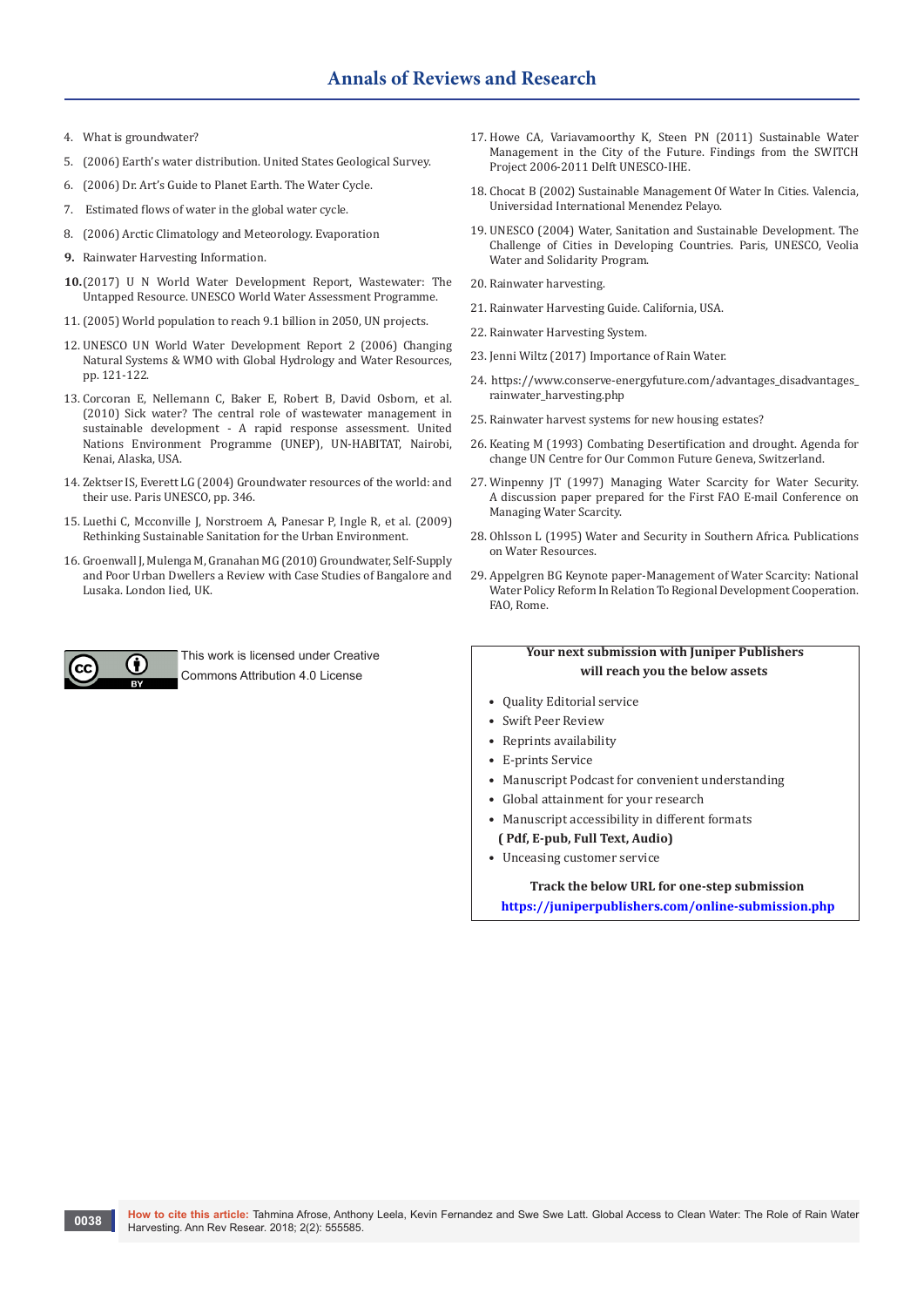4. What is groundwater?
5. (2006) Earth's water distribution. United States Geological Survey.
6. (2006) Dr. Art's Guide to Planet Earth. The Water Cycle.
7. Estimated flows of water in the global water cycle.
8. (2006) Arctic Climatology and Meteorology. Evaporation
9. Rainwater Harvesting Information.
10. (2017) U N World Water Development Report, Wastewater: The Untapped Resource. UNESCO World Water Assessment Programme.
11. (2005) World population to reach 9.1 billion in 2050, UN projects.
12. UNESCO UN World Water Development Report 2 (2006) Changing Natural Systems & WMO with Global Hydrology and Water Resources, pp. 121-122.
13. Corcoran E, Nellemann C, Baker E, Robert B, David Osborn, et al. (2010) Sick water? The central role of wastewater management in sustainable development - A rapid response assessment. United Nations Environment Programme (UNEP), UN-HABITAT, Nairobi, Kenai, Alaska, USA.
14. Zektser IS, Everett LG (2004) Groundwater resources of the world: and their use. Paris UNESCO, pp. 346.
15. Luethi C, Mcconville J, Norstroem A, Panesar P, Ingle R, et al. (2009) Rethinking Sustainable Sanitation for the Urban Environment.
16. Groenwall J, Mulenga M, Granahan MG (2010) Groundwater, Self-Supply and Poor Urban Dwellers a Review with Case Studies of Bangalore and Lusaka. London Iied, UK.
17. Howe CA, Variavamoorthy K, Steen PN (2011) Sustainable Water Management in the City of the Future. Findings from the SWITCH Project 2006-2011 Delft UNESCO-IHE.
18. Chocat B (2002) Sustainable Management Of Water In Cities. Valencia, Universidad International Menendez Pelayo.
19. UNESCO (2004) Water, Sanitation and Sustainable Development. The Challenge of Cities in Developing Countries. Paris, UNESCO, Veolia Water and Solidarity Program.
20. Rainwater harvesting.
21. Rainwater Harvesting Guide. California, USA.
22. Rainwater Harvesting System.
23. Jenni Wiltz (2017) Importance of Rain Water.
24. https://www.conserve-energyfuture.com/advantages_disadvantages_rainwater_harvesting.php
25. Rainwater harvest systems for new housing estates?
26. Keating M (1993) Combating Desertification and drought. Agenda for change UN Centre for Our Common Future Geneva, Switzerland.
27. Winpenny JT (1997) Managing Water Scarcity for Water Security. A discussion paper prepared for the First FAO E-mail Conference on Managing Water Scarcity.
28. Ohlsson L (1995) Water and Security in Southern Africa. Publications on Water Resources.
29. Appelgren BG Keynote paper-Management of Water Scarcity: National Water Policy Reform In Relation To Regional Development Cooperation. FAO, Rome.

This work is licensed under Creative Commons Attribution 4.0 License

**Your next submission with Juniper Publishers will reach you the below assets**

- Quality Editorial service
- Swift Peer Review
- Reprints availability
- E-prints Service
- Manuscript Podcast for convenient understanding
- Global attainment for your research
- Manuscript accessibility in different formats
  **( Pdf, E-pub, Full Text, Audio)**
- Unceasing customer service

**Track the below URL for one-step submission**
**https://juniperpublishers.com/online-submission.php**

**How to cite this article:** Tahmina Afrose, Anthony Leela, Kevin Fernandez and Swe Swe Latt. Global Access to Clean Water: The Role of Rain Water Harvesting. Ann Rev Resear. 2018; 2(2): 555585.